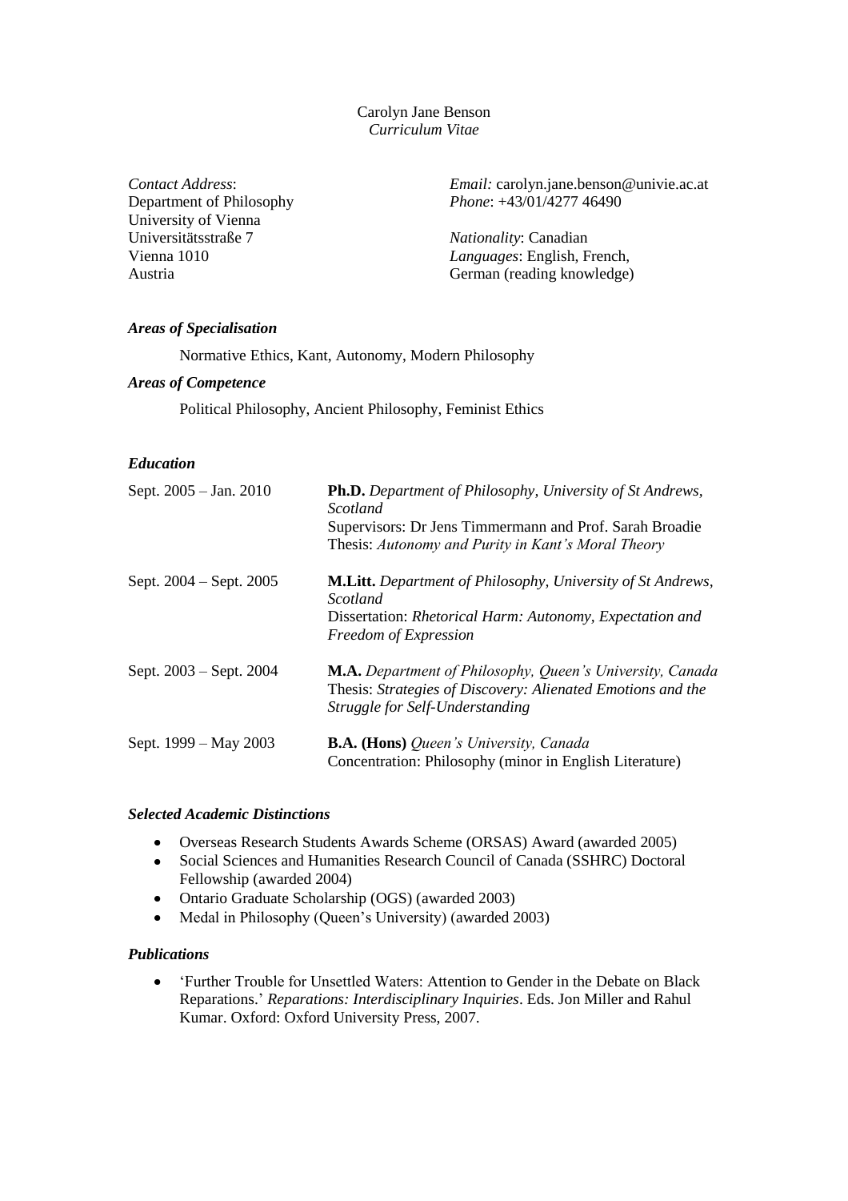Carolyn Jane Benson
*Curriculum Vitae*

*Contact Address*:
Department of Philosophy
University of Vienna
Universitätsstraße 7
Vienna 1010
Austria

*Email:* carolyn.jane.benson@univie.ac.at
*Phone*: +43/01/4277 46490

*Nationality*: Canadian
*Languages*: English, French, German (reading knowledge)

### *Areas of Specialisation*

Normative Ethics, Kant, Autonomy, Modern Philosophy

### *Areas of Competence*

Political Philosophy, Ancient Philosophy, Feminist Ethics

### *Education*

| | |
|---|---|
| Sept. 2005 – Jan. 2010 | **Ph.D.** *Department of Philosophy, University of St Andrews, Scotland*<br>Supervisors: Dr Jens Timmermann and Prof. Sarah Broadie<br>Thesis: *Autonomy and Purity in Kant's Moral Theory* |
| Sept. 2004 – Sept. 2005 | **M.Litt.** *Department of Philosophy, University of St Andrews, Scotland*<br>Dissertation: *Rhetorical Harm: Autonomy, Expectation and Freedom of Expression* |
| Sept. 2003 – Sept. 2004 | **M.A.** *Department of Philosophy, Queen's University, Canada*<br>Thesis: *Strategies of Discovery: Alienated Emotions and the Struggle for Self-Understanding* |
| Sept. 1999 – May 2003 | **B.A. (Hons)** *Queen's University, Canada*<br>Concentration: Philosophy (minor in English Literature) |

### *Selected Academic Distinctions*

- Overseas Research Students Awards Scheme (ORSAS) Award (awarded 2005)
- Social Sciences and Humanities Research Council of Canada (SSHRC) Doctoral Fellowship (awarded 2004)
- Ontario Graduate Scholarship (OGS) (awarded 2003)
- Medal in Philosophy (Queen's University) (awarded 2003)

### *Publications*

- 'Further Trouble for Unsettled Waters: Attention to Gender in the Debate on Black Reparations.' *Reparations: Interdisciplinary Inquiries*. Eds. Jon Miller and Rahul Kumar. Oxford: Oxford University Press, 2007.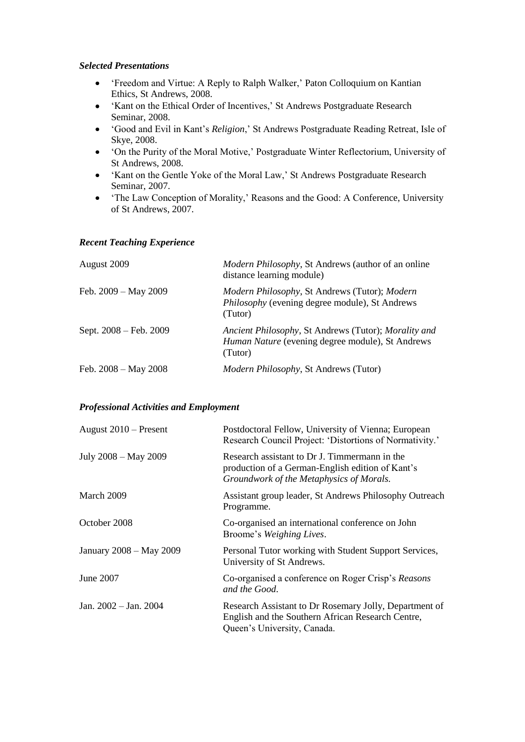### ***Selected Presentations***

- 'Freedom and Virtue: A Reply to Ralph Walker,' Paton Colloquium on Kantian Ethics, St Andrews, 2008.
- 'Kant on the Ethical Order of Incentives,' St Andrews Postgraduate Research Seminar, 2008.
- 'Good and Evil in Kant's *Religion*,' St Andrews Postgraduate Reading Retreat, Isle of Skye, 2008.
- 'On the Purity of the Moral Motive,' Postgraduate Winter Reflectorium, University of St Andrews, 2008.
- 'Kant on the Gentle Yoke of the Moral Law,' St Andrews Postgraduate Research Seminar, 2007.
- 'The Law Conception of Morality,' Reasons and the Good: A Conference, University of St Andrews, 2007.

### ***Recent Teaching Experience***

| | |
|---|---|
| August 2009 | *Modern Philosophy*, St Andrews (author of an online distance learning module) |
| Feb. 2009 – May 2009 | *Modern Philosophy*, St Andrews (Tutor); *Modern Philosophy* (evening degree module), St Andrews (Tutor) |
| Sept. 2008 – Feb. 2009 | *Ancient Philosophy*, St Andrews (Tutor); *Morality and Human Nature* (evening degree module), St Andrews (Tutor) |
| Feb. 2008 – May 2008 | *Modern Philosophy*, St Andrews (Tutor) |

### ***Professional Activities and Employment***

| | |
|---|---|
| August 2010 – Present | Postdoctoral Fellow, University of Vienna; European Research Council Project: 'Distortions of Normativity.' |
| July 2008 – May 2009 | Research assistant to Dr J. Timmermann in the production of a German-English edition of Kant's *Groundwork of the Metaphysics of Morals.* |
| March 2009 | Assistant group leader, St Andrews Philosophy Outreach Programme. |
| October 2008 | Co-organised an international conference on John Broome's *Weighing Lives*. |
| January 2008 – May 2009 | Personal Tutor working with Student Support Services, University of St Andrews. |
| June 2007 | Co-organised a conference on Roger Crisp's *Reasons and the Good*. |
| Jan. 2002 – Jan. 2004 | Research Assistant to Dr Rosemary Jolly, Department of English and the Southern African Research Centre, Queen's University, Canada. |